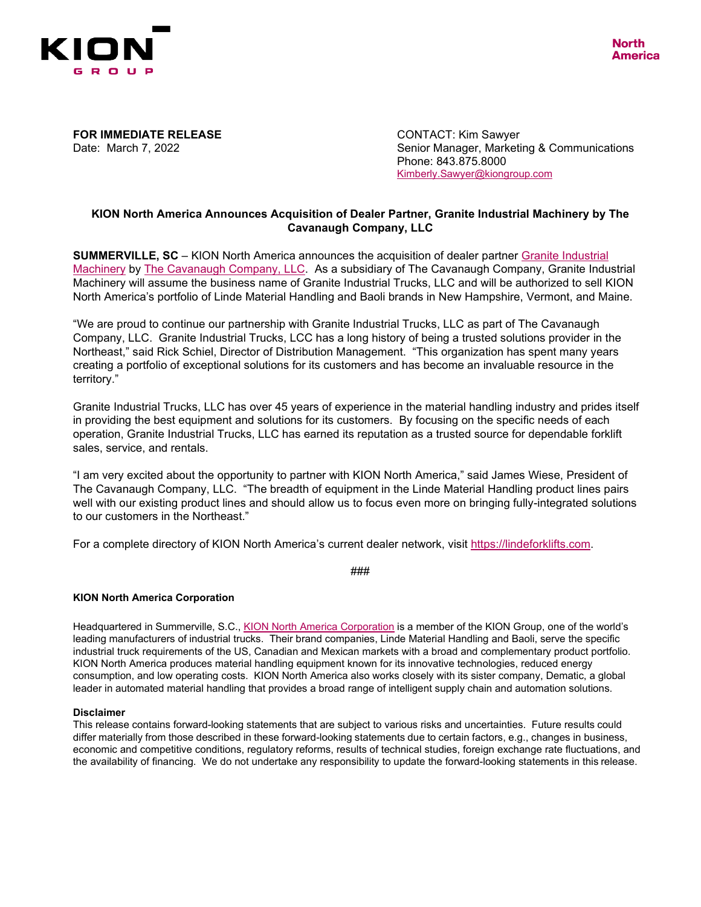KION GROUP

North America

**FOR IMMEDIATE RELEASE**
Date: March 7, 2022

CONTACT: Kim Sawyer
Senior Manager, Marketing & Communications
Phone: 843.875.8000
Kimberly.Sawyer@kiongroup.com

## KION North America Announces Acquisition of Dealer Partner, Granite Industrial Machinery by The Cavanaugh Company, LLC

**SUMMERVILLE, SC** – KION North America announces the acquisition of dealer partner Granite Industrial Machinery by The Cavanaugh Company, LLC. As a subsidiary of The Cavanaugh Company, Granite Industrial Machinery will assume the business name of Granite Industrial Trucks, LLC and will be authorized to sell KION North America's portfolio of Linde Material Handling and Baoli brands in New Hampshire, Vermont, and Maine.

"We are proud to continue our partnership with Granite Industrial Trucks, LLC as part of The Cavanaugh Company, LLC. Granite Industrial Trucks, LCC has a long history of being a trusted solutions provider in the Northeast," said Rick Schiel, Director of Distribution Management. "This organization has spent many years creating a portfolio of exceptional solutions for its customers and has become an invaluable resource in the territory."

Granite Industrial Trucks, LLC has over 45 years of experience in the material handling industry and prides itself in providing the best equipment and solutions for its customers. By focusing on the specific needs of each operation, Granite Industrial Trucks, LLC has earned its reputation as a trusted source for dependable forklift sales, service, and rentals.

"I am very excited about the opportunity to partner with KION North America," said James Wiese, President of The Cavanaugh Company, LLC. "The breadth of equipment in the Linde Material Handling product lines pairs well with our existing product lines and should allow us to focus even more on bringing fully-integrated solutions to our customers in the Northeast."

For a complete directory of KION North America's current dealer network, visit https://lindeforklifts.com.

###

**KION North America Corporation**

Headquartered in Summerville, S.C., KION North America Corporation is a member of the KION Group, one of the world's leading manufacturers of industrial trucks. Their brand companies, Linde Material Handling and Baoli, serve the specific industrial truck requirements of the US, Canadian and Mexican markets with a broad and complementary product portfolio. KION North America produces material handling equipment known for its innovative technologies, reduced energy consumption, and low operating costs. KION North America also works closely with its sister company, Dematic, a global leader in automated material handling that provides a broad range of intelligent supply chain and automation solutions.

**Disclaimer**
This release contains forward-looking statements that are subject to various risks and uncertainties. Future results could differ materially from those described in these forward-looking statements due to certain factors, e.g., changes in business, economic and competitive conditions, regulatory reforms, results of technical studies, foreign exchange rate fluctuations, and the availability of financing. We do not undertake any responsibility to update the forward-looking statements in this release.